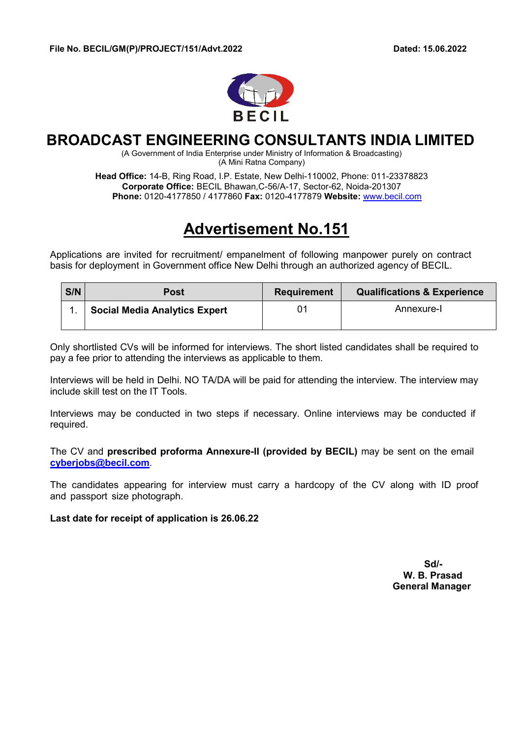**File No. BECIL/GM(P)/PROJECT/151/Advt.2022** **Dated: 15.06.2022**

BECIL

# BROADCAST ENGINEERING CONSULTANTS INDIA LIMITED

(A Government of India Enterprise under Ministry of Information & Broadcasting)
(A Mini Ratna Company)

**Head Office:** 14-B, Ring Road, I.P. Estate, New Delhi-110002, Phone: 011-23378823
**Corporate Office:** BECIL Bhawan,C-56/A-17, Sector-62, Noida-201307
**Phone:** 0120-4177850 / 4177860 **Fax:** 0120-4177879 **Website:** www.becil.com

## Advertisement No.151

Applications are invited for recruitment/ empanelment of following manpower purely on contract basis for deployment in Government office New Delhi through an authorized agency of BECIL.

| S/N | Post | Requirement | Qualifications & Experience |
|---|---|---|---|
| 1. | **Social Media Analytics Expert** | 01 | Annexure-I |

Only shortlisted CVs will be informed for interviews. The short listed candidates shall be required to pay a fee prior to attending the interviews as applicable to them.

Interviews will be held in Delhi. NO TA/DA will be paid for attending the interview. The interview may include skill test on the IT Tools.

Interviews may be conducted in two steps if necessary. Online interviews may be conducted if required.

The CV and **prescribed proforma Annexure-II (provided by BECIL)** may be sent on the email **cyberjobs@becil.com**.

The candidates appearing for interview must carry a hardcopy of the CV along with ID proof and passport size photograph.

**Last date for receipt of application is 26.06.22**

**Sd/-**
**W. B. Prasad**
**General Manager**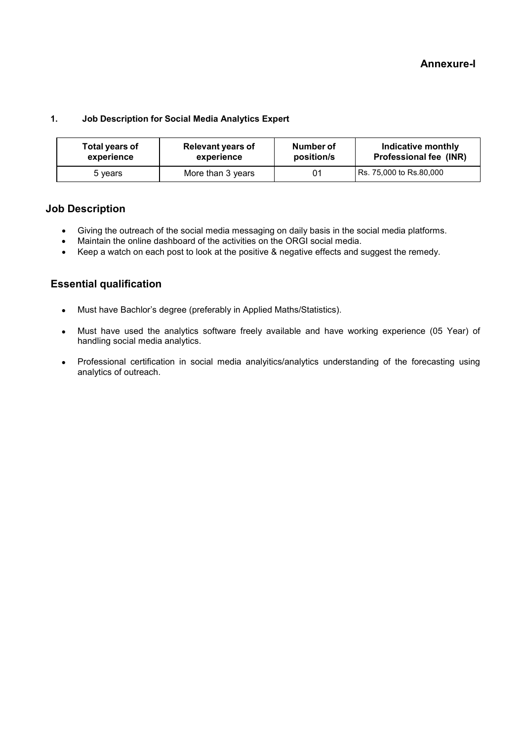## Annexure-I

**1. Job Description for Social Media Analytics Expert**

| Total years of experience | Relevant years of experience | Number of position/s | Indicative monthly Professional fee (INR) |
|---|---|---|---|
| 5 years | More than 3 years | 01 | Rs. 75,000 to Rs.80,000 |

## Job Description

- Giving the outreach of the social media messaging on daily basis in the social media platforms.
- Maintain the online dashboard of the activities on the ORGI social media.
- Keep a watch on each post to look at the positive & negative effects and suggest the remedy.

## Essential qualification

- Must have Bachlor's degree (preferably in Applied Maths/Statistics).
- Must have used the analytics software freely available and have working experience (05 Year) of handling social media analytics.
- Professional certification in social media analyitics/analytics understanding of the forecasting using analytics of outreach.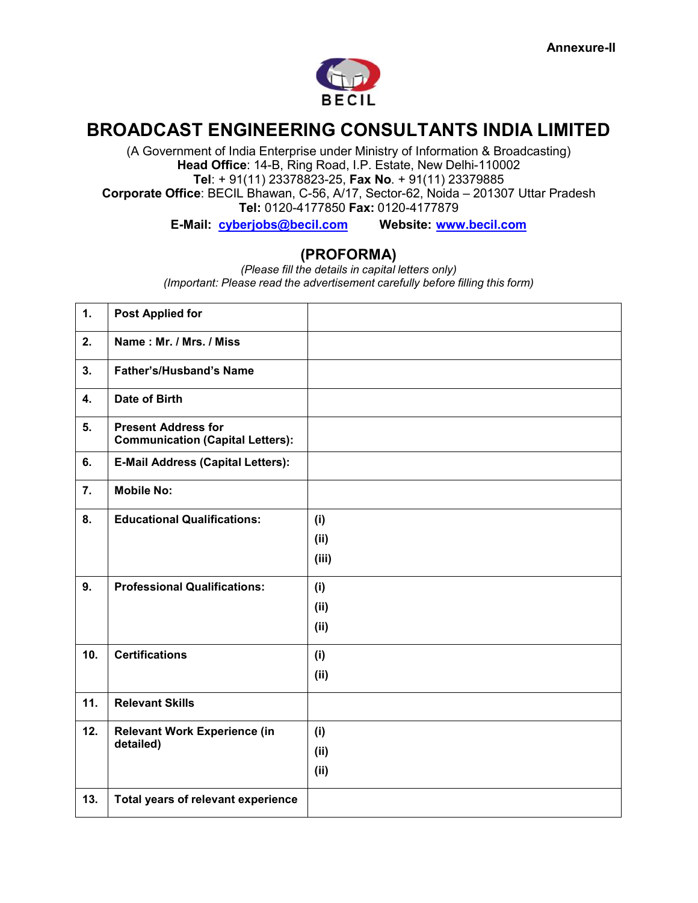**Annexure-II**

# BROADCAST ENGINEERING CONSULTANTS INDIA LIMITED

(A Government of India Enterprise under Ministry of Information & Broadcasting)
**Head Office**: 14-B, Ring Road, I.P. Estate, New Delhi-110002
**Tel**: + 91(11) 23378823-25, **Fax No**. + 91(11) 23379885
**Corporate Office**: BECIL Bhawan, C-56, A/17, Sector-62, Noida – 201307 Uttar Pradesh
**Tel:** 0120-4177850 **Fax:** 0120-4177879
**E-Mail: cyberjobs@becil.com** **Website: www.becil.com**

## (PROFORMA)

*(Please fill the details in capital letters only)*
*(Important: Please read the advertisement carefully before filling this form)*

| | | |
|---|---|---|
| **1.** | **Post Applied for** | |
| **2.** | **Name : Mr. / Mrs. / Miss** | |
| **3.** | **Father's/Husband's Name** | |
| **4.** | **Date of Birth** | |
| **5.** | **Present Address for Communication (Capital Letters):** | |
| **6.** | **E-Mail Address (Capital Letters):** | |
| **7.** | **Mobile No:** | |
| **8.** | **Educational Qualifications:** | **(i)**<br>**(ii)**<br>**(iii)** |
| **9.** | **Professional Qualifications:** | **(i)**<br>**(ii)**<br>**(ii)** |
| **10.** | **Certifications** | **(i)**<br>**(ii)** |
| **11.** | **Relevant Skills** | |
| **12.** | **Relevant Work Experience (in detailed)** | **(i)**<br>**(ii)**<br>**(ii)** |
| **13.** | **Total years of relevant experience** | |